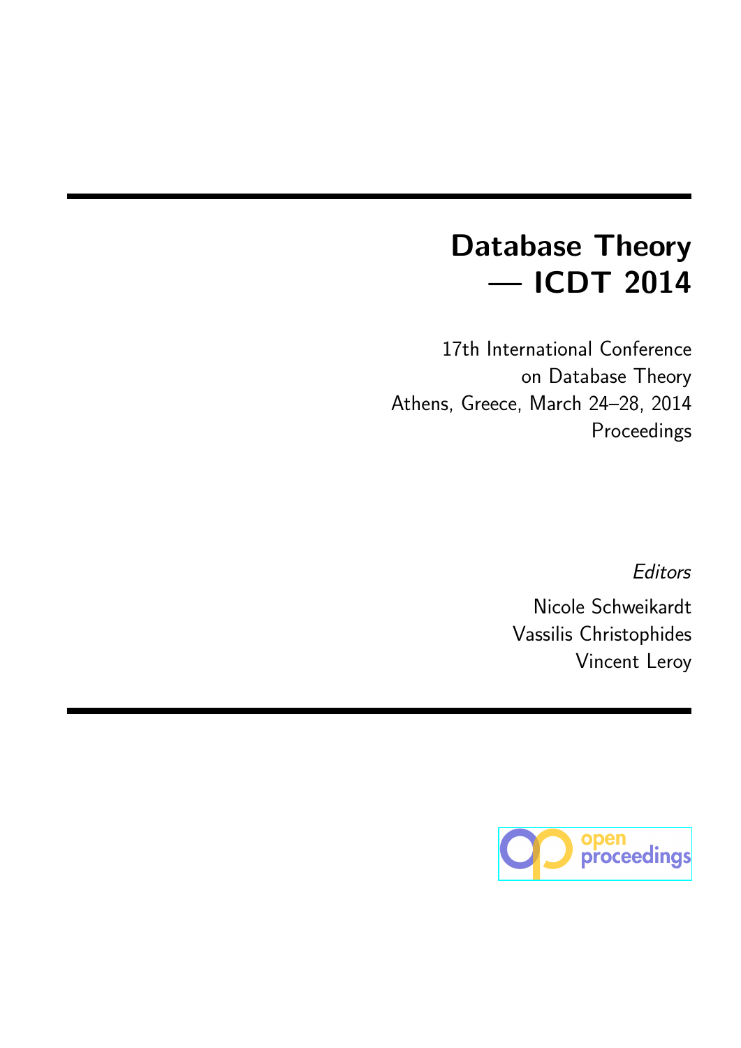# Database Theory — ICDT 2014

17th International Conference on Database Theory
Athens, Greece, March 24–28, 2014
Proceedings

*Editors*

Nicole Schweikardt
Vassilis Christophides
Vincent Leroy

open proceedings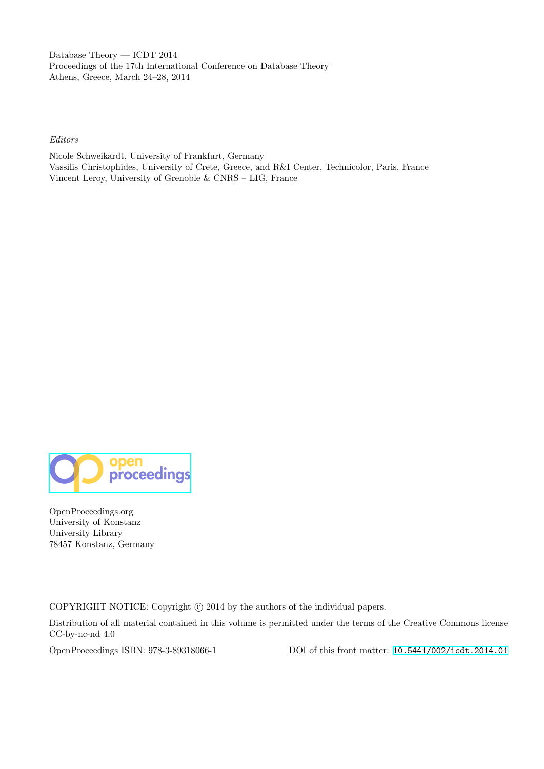Database Theory — ICDT 2014
Proceedings of the 17th International Conference on Database Theory
Athens, Greece, March 24–28, 2014

*Editors*

Nicole Schweikardt, University of Frankfurt, Germany
Vassilis Christophides, University of Crete, Greece, and R&I Center, Technicolor, Paris, France
Vincent Leroy, University of Grenoble & CNRS – LIG, France

open proceedings

OpenProceedings.org
University of Konstanz
University Library
78457 Konstanz, Germany

COPYRIGHT NOTICE: Copyright © 2014 by the authors of the individual papers.

Distribution of all material contained in this volume is permitted under the terms of the Creative Commons license CC-by-nc-nd 4.0

OpenProceedings ISBN: 978-3-89318066-1 DOI of this front matter: 10.5441/002/icdt.2014.01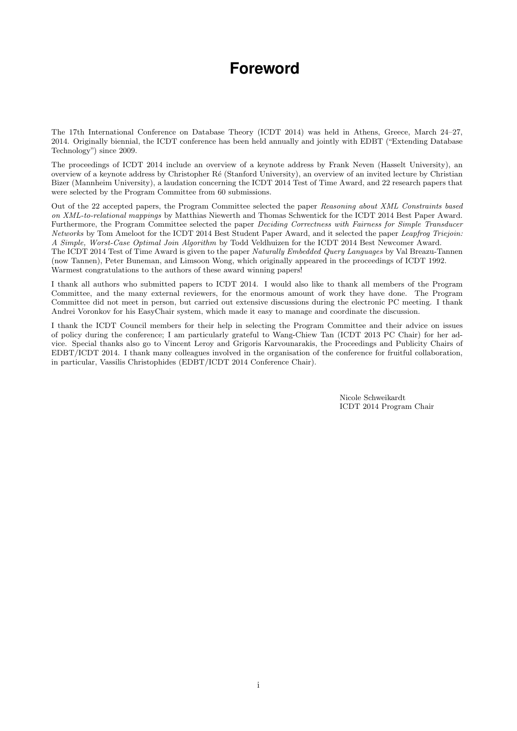# Foreword

The 17th International Conference on Database Theory (ICDT 2014) was held in Athens, Greece, March 24–27, 2014. Originally biennial, the ICDT conference has been held annually and jointly with EDBT ("Extending Database Technology") since 2009.

The proceedings of ICDT 2014 include an overview of a keynote address by Frank Neven (Hasselt University), an overview of a keynote address by Christopher Ré (Stanford University), an overview of an invited lecture by Christian Bizer (Mannheim University), a laudation concerning the ICDT 2014 Test of Time Award, and 22 research papers that were selected by the Program Committee from 60 submissions.

Out of the 22 accepted papers, the Program Committee selected the paper *Reasoning about XML Constraints based on XML-to-relational mappings* by Matthias Niewerth and Thomas Schwentick for the ICDT 2014 Best Paper Award. Furthermore, the Program Committee selected the paper *Deciding Correctness with Fairness for Simple Transducer Networks* by Tom Ameloot for the ICDT 2014 Best Student Paper Award, and it selected the paper *Leapfrog Triejoin: A Simple, Worst-Case Optimal Join Algorithm* by Todd Veldhuizen for the ICDT 2014 Best Newcomer Award. The ICDT 2014 Test of Time Award is given to the paper *Naturally Embedded Query Languages* by Val Breazu-Tannen (now Tannen), Peter Buneman, and Limsoon Wong, which originally appeared in the proceedings of ICDT 1992. Warmest congratulations to the authors of these award winning papers!

I thank all authors who submitted papers to ICDT 2014. I would also like to thank all members of the Program Committee, and the many external reviewers, for the enormous amount of work they have done. The Program Committee did not meet in person, but carried out extensive discussions during the electronic PC meeting. I thank Andrei Voronkov for his EasyChair system, which made it easy to manage and coordinate the discussion.

I thank the ICDT Council members for their help in selecting the Program Committee and their advice on issues of policy during the conference; I am particularly grateful to Wang-Chiew Tan (ICDT 2013 PC Chair) for her advice. Special thanks also go to Vincent Leroy and Grigoris Karvounarakis, the Proceedings and Publicity Chairs of EDBT/ICDT 2014. I thank many colleagues involved in the organisation of the conference for fruitful collaboration, in particular, Vassilis Christophides (EDBT/ICDT 2014 Conference Chair).

Nicole Schweikardt
ICDT 2014 Program Chair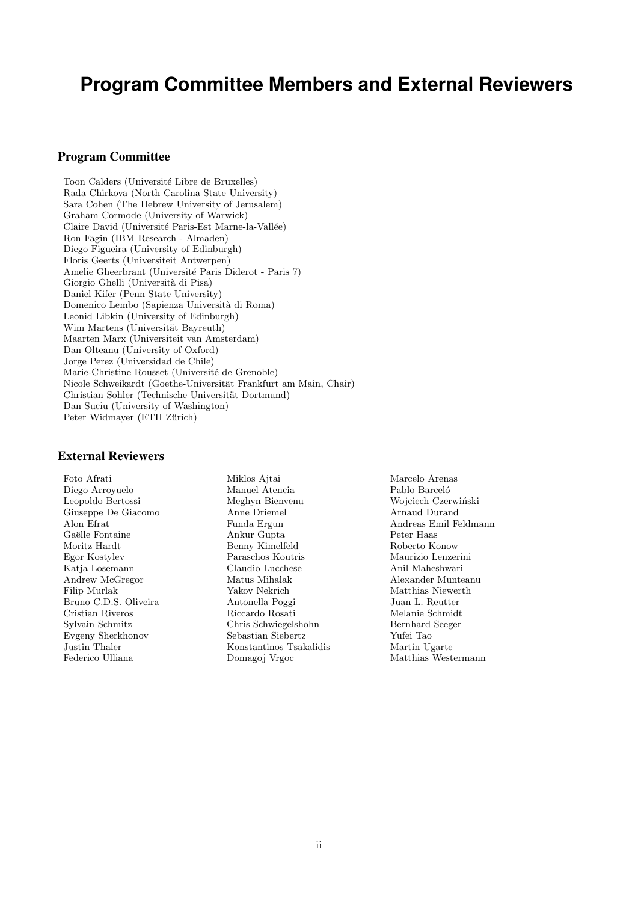# Program Committee Members and External Reviewers

## Program Committee

Toon Calders (Université Libre de Bruxelles)
Rada Chirkova (North Carolina State University)
Sara Cohen (The Hebrew University of Jerusalem)
Graham Cormode (University of Warwick)
Claire David (Université Paris-Est Marne-la-Vallée)
Ron Fagin (IBM Research - Almaden)
Diego Figueira (University of Edinburgh)
Floris Geerts (Universiteit Antwerpen)
Amelie Gheerbrant (Université Paris Diderot - Paris 7)
Giorgio Ghelli (Università di Pisa)
Daniel Kifer (Penn State University)
Domenico Lembo (Sapienza Università di Roma)
Leonid Libkin (University of Edinburgh)
Wim Martens (Universität Bayreuth)
Maarten Marx (Universiteit van Amsterdam)
Dan Olteanu (University of Oxford)
Jorge Perez (Universidad de Chile)
Marie-Christine Rousset (Université de Grenoble)
Nicole Schweikardt (Goethe-Universität Frankfurt am Main, Chair)
Christian Sohler (Technische Universität Dortmund)
Dan Suciu (University of Washington)
Peter Widmayer (ETH Zürich)

## External Reviewers

Foto Afrati
Diego Arroyuelo
Leopoldo Bertossi
Giuseppe De Giacomo
Alon Efrat
Gaëlle Fontaine
Moritz Hardt
Egor Kostylev
Katja Losemann
Andrew McGregor
Filip Murlak
Bruno C.D.S. Oliveira
Cristian Riveros
Sylvain Schmitz
Evgeny Sherkhonov
Justin Thaler
Federico Ulliana
Miklos Ajtai
Manuel Atencia
Meghyn Bienvenu
Anne Driemel
Funda Ergun
Ankur Gupta
Benny Kimelfeld
Paraschos Koutris
Claudio Lucchese
Matus Mihalak
Yakov Nekrich
Antonella Poggi
Riccardo Rosati
Chris Schwiegelshohn
Sebastian Siebertz
Konstantinos Tsakalidis
Domagoj Vrgoc
Marcelo Arenas
Pablo Barceló
Wojciech Czerwiński
Arnaud Durand
Andreas Emil Feldmann
Peter Haas
Roberto Konow
Maurizio Lenzerini
Anil Maheshwari
Alexander Munteanu
Matthias Niewerth
Juan L. Reutter
Melanie Schmidt
Bernhard Seeger
Yufei Tao
Martin Ugarte
Matthias Westermann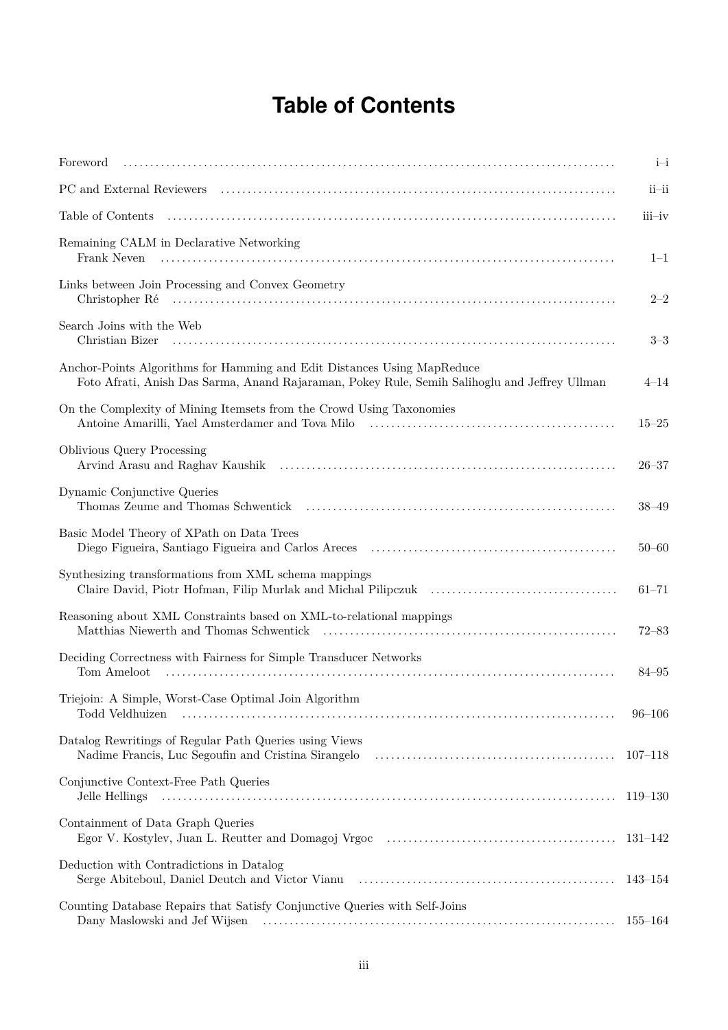# Table of Contents

| | |
|---|---|
| Foreword | i–i |
| PC and External Reviewers | ii–ii |
| Table of Contents | iii–iv |
| Remaining CALM in Declarative Networking<br>Frank Neven | 1–1 |
| Links between Join Processing and Convex Geometry<br>Christopher Ré | 2–2 |
| Search Joins with the Web<br>Christian Bizer | 3–3 |
| Anchor-Points Algorithms for Hamming and Edit Distances Using MapReduce<br>Foto Afrati, Anish Das Sarma, Anand Rajaraman, Pokey Rule, Semih Salihoglu and Jeffrey Ullman | 4–14 |
| On the Complexity of Mining Itemsets from the Crowd Using Taxonomies<br>Antoine Amarilli, Yael Amsterdamer and Tova Milo | 15–25 |
| Oblivious Query Processing<br>Arvind Arasu and Raghav Kaushik | 26–37 |
| Dynamic Conjunctive Queries<br>Thomas Zeume and Thomas Schwentick | 38–49 |
| Basic Model Theory of XPath on Data Trees<br>Diego Figueira, Santiago Figueira and Carlos Areces | 50–60 |
| Synthesizing transformations from XML schema mappings<br>Claire David, Piotr Hofman, Filip Murlak and Michal Pilipczuk | 61–71 |
| Reasoning about XML Constraints based on XML-to-relational mappings<br>Matthias Niewerth and Thomas Schwentick | 72–83 |
| Deciding Correctness with Fairness for Simple Transducer Networks<br>Tom Ameloot | 84–95 |
| Triejoin: A Simple, Worst-Case Optimal Join Algorithm<br>Todd Veldhuizen | 96–106 |
| Datalog Rewritings of Regular Path Queries using Views<br>Nadime Francis, Luc Segoufin and Cristina Sirangelo | 107–118 |
| Conjunctive Context-Free Path Queries<br>Jelle Hellings | 119–130 |
| Containment of Data Graph Queries<br>Egor V. Kostylev, Juan L. Reutter and Domagoj Vrgoc | 131–142 |
| Deduction with Contradictions in Datalog<br>Serge Abiteboul, Daniel Deutch and Victor Vianu | 143–154 |
| Counting Database Repairs that Satisfy Conjunctive Queries with Self-Joins<br>Dany Maslowski and Jef Wijsen | 155–164 |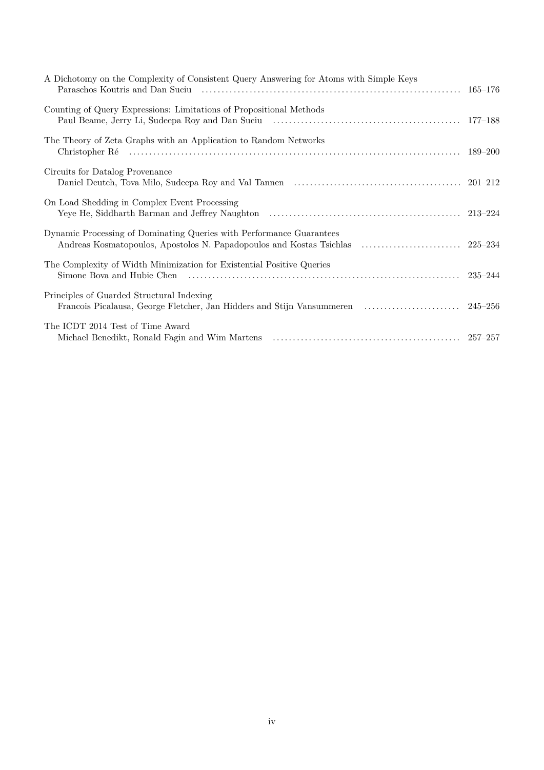A Dichotomy on the Complexity of Consistent Query Answering for Atoms with Simple Keys
Paraschos Koutris and Dan Suciu ........ 165–176

Counting of Query Expressions: Limitations of Propositional Methods
Paul Beame, Jerry Li, Sudeepa Roy and Dan Suciu ........ 177–188

The Theory of Zeta Graphs with an Application to Random Networks
Christopher Ré ........ 189–200

Circuits for Datalog Provenance
Daniel Deutch, Tova Milo, Sudeepa Roy and Val Tannen ........ 201–212

On Load Shedding in Complex Event Processing
Yeye He, Siddharth Barman and Jeffrey Naughton ........ 213–224

Dynamic Processing of Dominating Queries with Performance Guarantees
Andreas Kosmatopoulos, Apostolos N. Papadopoulos and Kostas Tsichlas ........ 225–234

The Complexity of Width Minimization for Existential Positive Queries
Simone Bova and Hubie Chen ........ 235–244

Principles of Guarded Structural Indexing
Francois Picalausa, George Fletcher, Jan Hidders and Stijn Vansummeren ........ 245–256

The ICDT 2014 Test of Time Award
Michael Benedikt, Ronald Fagin and Wim Martens ........ 257–257